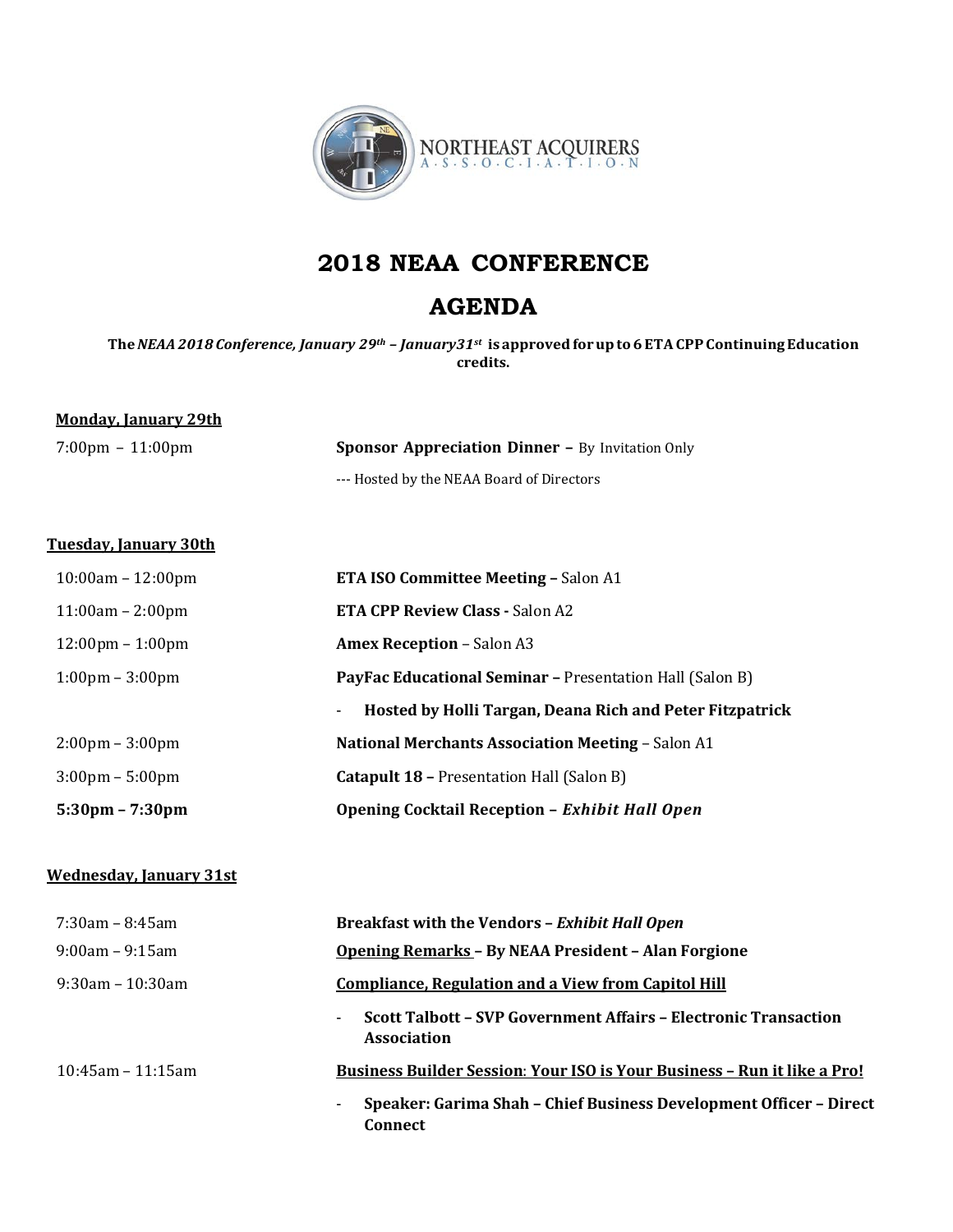# 2018 NEAA CONFERENCE

## AGENDA

**The *NEAA 2018 Conference, January 29th – January31st* is approved for up to 6 ETA CPP Continuing Education credits.**

**Monday, January 29th**

| | |
|---|---|
| 7:00pm – 11:00pm | **Sponsor Appreciation Dinner –** By Invitation Only |
| | --- Hosted by the NEAA Board of Directors |

**Tuesday, January 30th**

| | |
|---|---|
| 10:00am – 12:00pm | **ETA ISO Committee Meeting –** Salon A1 |
| 11:00am – 2:00pm | **ETA CPP Review Class -** Salon A2 |
| 12:00pm – 1:00pm | **Amex Reception** – Salon A3 |
| 1:00pm – 3:00pm | **PayFac Educational Seminar –** Presentation Hall (Salon B) |
| | - **Hosted by Holli Targan, Deana Rich and Peter Fitzpatrick** |
| 2:00pm – 3:00pm | **National Merchants Association Meeting** – Salon A1 |
| 3:00pm – 5:00pm | **Catapult 18 –** Presentation Hall (Salon B) |
| **5:30pm – 7:30pm** | **Opening Cocktail Reception – *Exhibit Hall Open*** |

**Wednesday, January 31st**

| | |
|---|---|
| 7:30am – 8:45am | **Breakfast with the Vendors – *Exhibit Hall Open*** |
| 9:00am – 9:15am | **Opening Remarks – By NEAA President – Alan Forgione** |
| 9:30am – 10:30am | **Compliance, Regulation and a View from Capitol Hill** |
| | - **Scott Talbott – SVP Government Affairs – Electronic Transaction Association** |
| 10:45am – 11:15am | **Business Builder Session: Your ISO is Your Business – Run it like a Pro!** |
| | - **Speaker: Garima Shah – Chief Business Development Officer – Direct Connect** |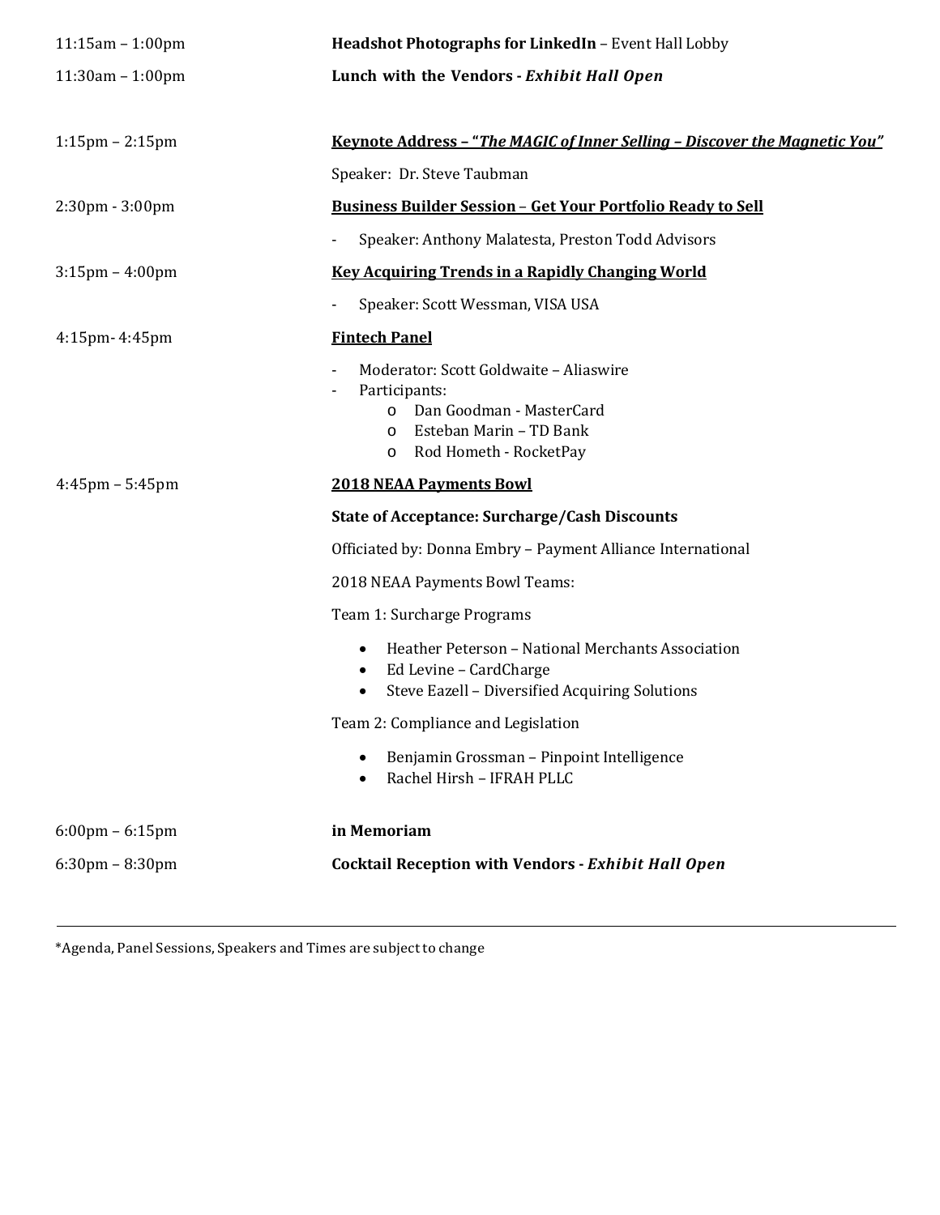11:15am – 1:00pm **Headshot Photographs for LinkedIn** – Event Hall Lobby

11:30am – 1:00pm **Lunch with the Vendors - *Exhibit Hall Open***

1:15pm – 2:15pm **Keynote Address – "*The MAGIC of Inner Selling – Discover the Magnetic You*"**

Speaker: Dr. Steve Taubman

2:30pm - 3:00pm **Business Builder Session – Get Your Portfolio Ready to Sell**

- Speaker: Anthony Malatesta, Preston Todd Advisors

3:15pm – 4:00pm **Key Acquiring Trends in a Rapidly Changing World**

- Speaker: Scott Wessman, VISA USA

4:15pm- 4:45pm **Fintech Panel**

- Moderator: Scott Goldwaite – Aliaswire
- Participants:
  - Dan Goodman - MasterCard
  - Esteban Marin – TD Bank
  - Rod Hometh - RocketPay

4:45pm – 5:45pm **2018 NEAA Payments Bowl**

**State of Acceptance: Surcharge/Cash Discounts**

Officiated by: Donna Embry – Payment Alliance International

2018 NEAA Payments Bowl Teams:

Team 1: Surcharge Programs

- Heather Peterson – National Merchants Association
- Ed Levine – CardCharge
- Steve Eazell – Diversified Acquiring Solutions

Team 2: Compliance and Legislation

- Benjamin Grossman – Pinpoint Intelligence
- Rachel Hirsh – IFRAH PLLC

6:00pm – 6:15pm **in Memoriam**

6:30pm – 8:30pm **Cocktail Reception with Vendors - *Exhibit Hall Open***

---

*Agenda, Panel Sessions, Speakers and Times are subject to change